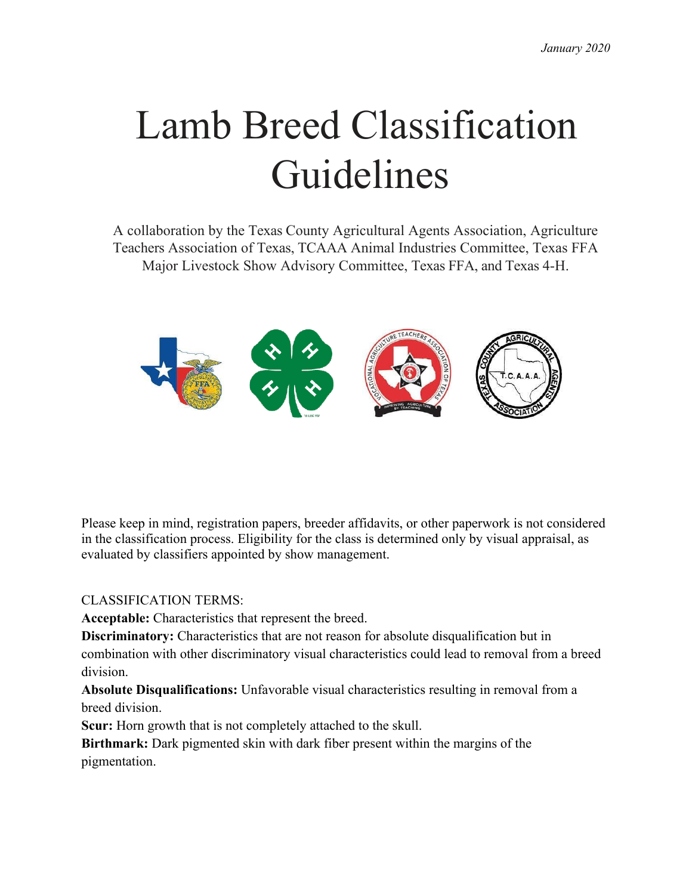*January 2020*

# Lamb Breed Classification Guidelines

A collaboration by the Texas County Agricultural Agents Association, Agriculture Teachers Association of Texas, TCAAA Animal Industries Committee, Texas FFA Major Livestock Show Advisory Committee, Texas FFA, and Texas 4-H.

Please keep in mind, registration papers, breeder affidavits, or other paperwork is not considered in the classification process. Eligibility for the class is determined only by visual appraisal, as evaluated by classifiers appointed by show management.

CLASSIFICATION TERMS:

**Acceptable:** Characteristics that represent the breed.

**Discriminatory:** Characteristics that are not reason for absolute disqualification but in combination with other discriminatory visual characteristics could lead to removal from a breed division.

**Absolute Disqualifications:** Unfavorable visual characteristics resulting in removal from a breed division.

**Scur:** Horn growth that is not completely attached to the skull.

**Birthmark:** Dark pigmented skin with dark fiber present within the margins of the pigmentation.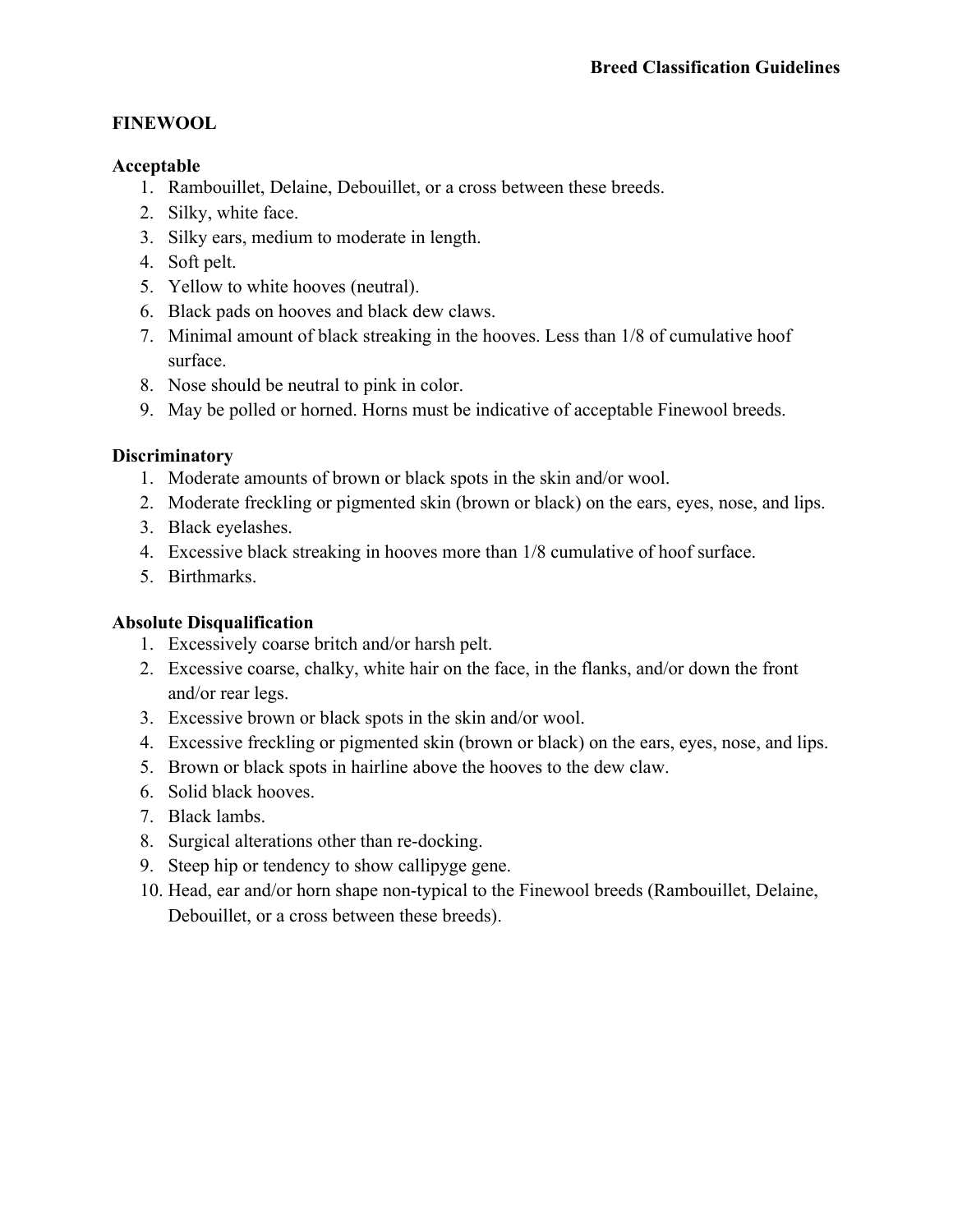## FINEWOOL

### Acceptable

1. Rambouillet, Delaine, Debouillet, or a cross between these breeds.
2. Silky, white face.
3. Silky ears, medium to moderate in length.
4. Soft pelt.
5. Yellow to white hooves (neutral).
6. Black pads on hooves and black dew claws.
7. Minimal amount of black streaking in the hooves. Less than 1/8 of cumulative hoof surface.
8. Nose should be neutral to pink in color.
9. May be polled or horned. Horns must be indicative of acceptable Finewool breeds.

### Discriminatory

1. Moderate amounts of brown or black spots in the skin and/or wool.
2. Moderate freckling or pigmented skin (brown or black) on the ears, eyes, nose, and lips.
3. Black eyelashes.
4. Excessive black streaking in hooves more than 1/8 cumulative of hoof surface.
5. Birthmarks.

### Absolute Disqualification

1. Excessively coarse britch and/or harsh pelt.
2. Excessive coarse, chalky, white hair on the face, in the flanks, and/or down the front and/or rear legs.
3. Excessive brown or black spots in the skin and/or wool.
4. Excessive freckling or pigmented skin (brown or black) on the ears, eyes, nose, and lips.
5. Brown or black spots in hairline above the hooves to the dew claw.
6. Solid black hooves.
7. Black lambs.
8. Surgical alterations other than re-docking.
9. Steep hip or tendency to show callipyge gene.
10. Head, ear and/or horn shape non-typical to the Finewool breeds (Rambouillet, Delaine, Debouillet, or a cross between these breeds).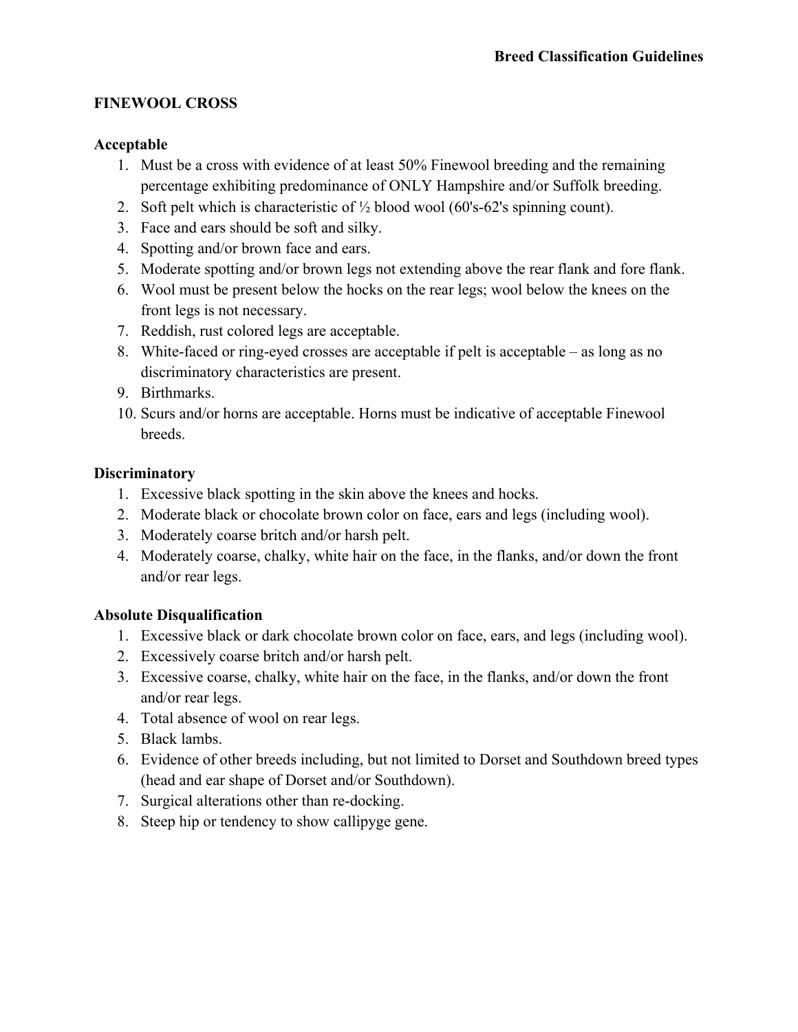# FINEWOOL CROSS

## Acceptable

1. Must be a cross with evidence of at least 50% Finewool breeding and the remaining percentage exhibiting predominance of ONLY Hampshire and/or Suffolk breeding.
2. Soft pelt which is characteristic of ½ blood wool (60's-62's spinning count).
3. Face and ears should be soft and silky.
4. Spotting and/or brown face and ears.
5. Moderate spotting and/or brown legs not extending above the rear flank and fore flank.
6. Wool must be present below the hocks on the rear legs; wool below the knees on the front legs is not necessary.
7. Reddish, rust colored legs are acceptable.
8. White-faced or ring-eyed crosses are acceptable if pelt is acceptable – as long as no discriminatory characteristics are present.
9. Birthmarks.
10. Scurs and/or horns are acceptable. Horns must be indicative of acceptable Finewool breeds.

## Discriminatory

1. Excessive black spotting in the skin above the knees and hocks.
2. Moderate black or chocolate brown color on face, ears and legs (including wool).
3. Moderately coarse britch and/or harsh pelt.
4. Moderately coarse, chalky, white hair on the face, in the flanks, and/or down the front and/or rear legs.

## Absolute Disqualification

1. Excessive black or dark chocolate brown color on face, ears, and legs (including wool).
2. Excessively coarse britch and/or harsh pelt.
3. Excessive coarse, chalky, white hair on the face, in the flanks, and/or down the front and/or rear legs.
4. Total absence of wool on rear legs.
5. Black lambs.
6. Evidence of other breeds including, but not limited to Dorset and Southdown breed types (head and ear shape of Dorset and/or Southdown).
7. Surgical alterations other than re-docking.
8. Steep hip or tendency to show callipyge gene.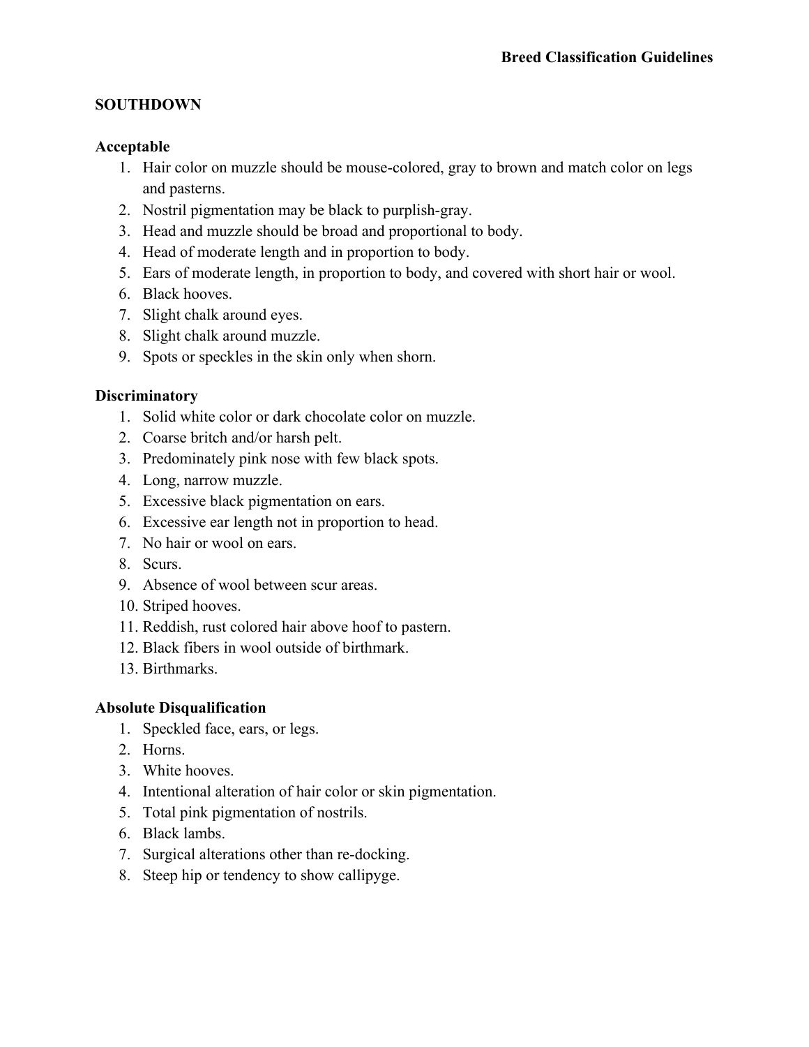# SOUTHDOWN

## Acceptable

1. Hair color on muzzle should be mouse-colored, gray to brown and match color on legs and pasterns.
2. Nostril pigmentation may be black to purplish-gray.
3. Head and muzzle should be broad and proportional to body.
4. Head of moderate length and in proportion to body.
5. Ears of moderate length, in proportion to body, and covered with short hair or wool.
6. Black hooves.
7. Slight chalk around eyes.
8. Slight chalk around muzzle.
9. Spots or speckles in the skin only when shorn.

## Discriminatory

1. Solid white color or dark chocolate color on muzzle.
2. Coarse britch and/or harsh pelt.
3. Predominately pink nose with few black spots.
4. Long, narrow muzzle.
5. Excessive black pigmentation on ears.
6. Excessive ear length not in proportion to head.
7. No hair or wool on ears.
8. Scurs.
9. Absence of wool between scur areas.
10. Striped hooves.
11. Reddish, rust colored hair above hoof to pastern.
12. Black fibers in wool outside of birthmark.
13. Birthmarks.

## Absolute Disqualification

1. Speckled face, ears, or legs.
2. Horns.
3. White hooves.
4. Intentional alteration of hair color or skin pigmentation.
5. Total pink pigmentation of nostrils.
6. Black lambs.
7. Surgical alterations other than re-docking.
8. Steep hip or tendency to show callipyge.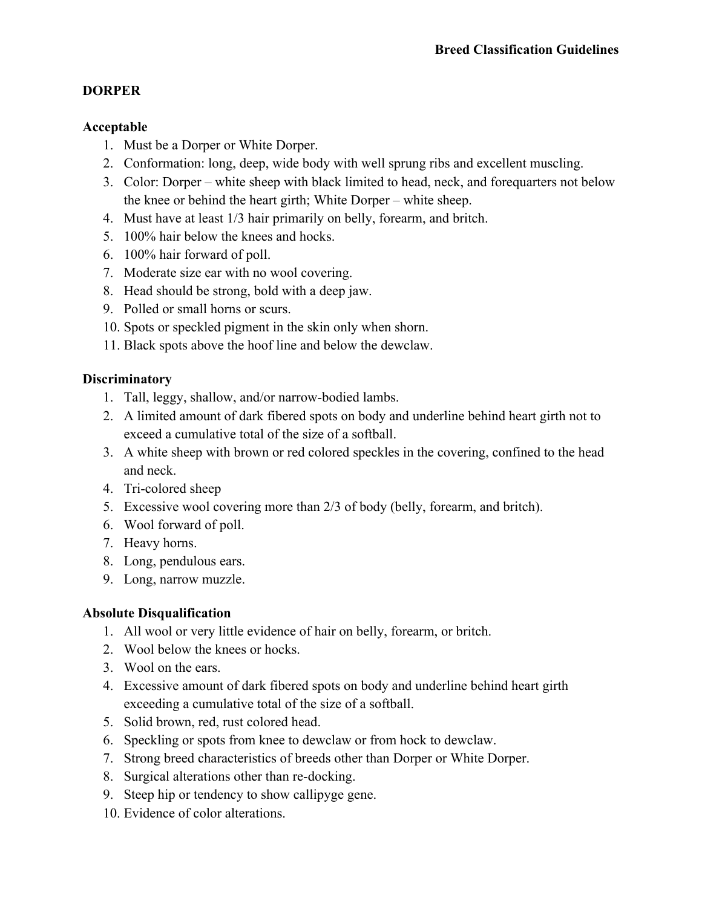# DORPER

## Acceptable

1. Must be a Dorper or White Dorper.
2. Conformation: long, deep, wide body with well sprung ribs and excellent muscling.
3. Color: Dorper – white sheep with black limited to head, neck, and forequarters not below the knee or behind the heart girth; White Dorper – white sheep.
4. Must have at least 1/3 hair primarily on belly, forearm, and britch.
5. 100% hair below the knees and hocks.
6. 100% hair forward of poll.
7. Moderate size ear with no wool covering.
8. Head should be strong, bold with a deep jaw.
9. Polled or small horns or scurs.
10. Spots or speckled pigment in the skin only when shorn.
11. Black spots above the hoof line and below the dewclaw.

## Discriminatory

1. Tall, leggy, shallow, and/or narrow-bodied lambs.
2. A limited amount of dark fibered spots on body and underline behind heart girth not to exceed a cumulative total of the size of a softball.
3. A white sheep with brown or red colored speckles in the covering, confined to the head and neck.
4. Tri-colored sheep
5. Excessive wool covering more than 2/3 of body (belly, forearm, and britch).
6. Wool forward of poll.
7. Heavy horns.
8. Long, pendulous ears.
9. Long, narrow muzzle.

## Absolute Disqualification

1. All wool or very little evidence of hair on belly, forearm, or britch.
2. Wool below the knees or hocks.
3. Wool on the ears.
4. Excessive amount of dark fibered spots on body and underline behind heart girth exceeding a cumulative total of the size of a softball.
5. Solid brown, red, rust colored head.
6. Speckling or spots from knee to dewclaw or from hock to dewclaw.
7. Strong breed characteristics of breeds other than Dorper or White Dorper.
8. Surgical alterations other than re-docking.
9. Steep hip or tendency to show callipyge gene.
10. Evidence of color alterations.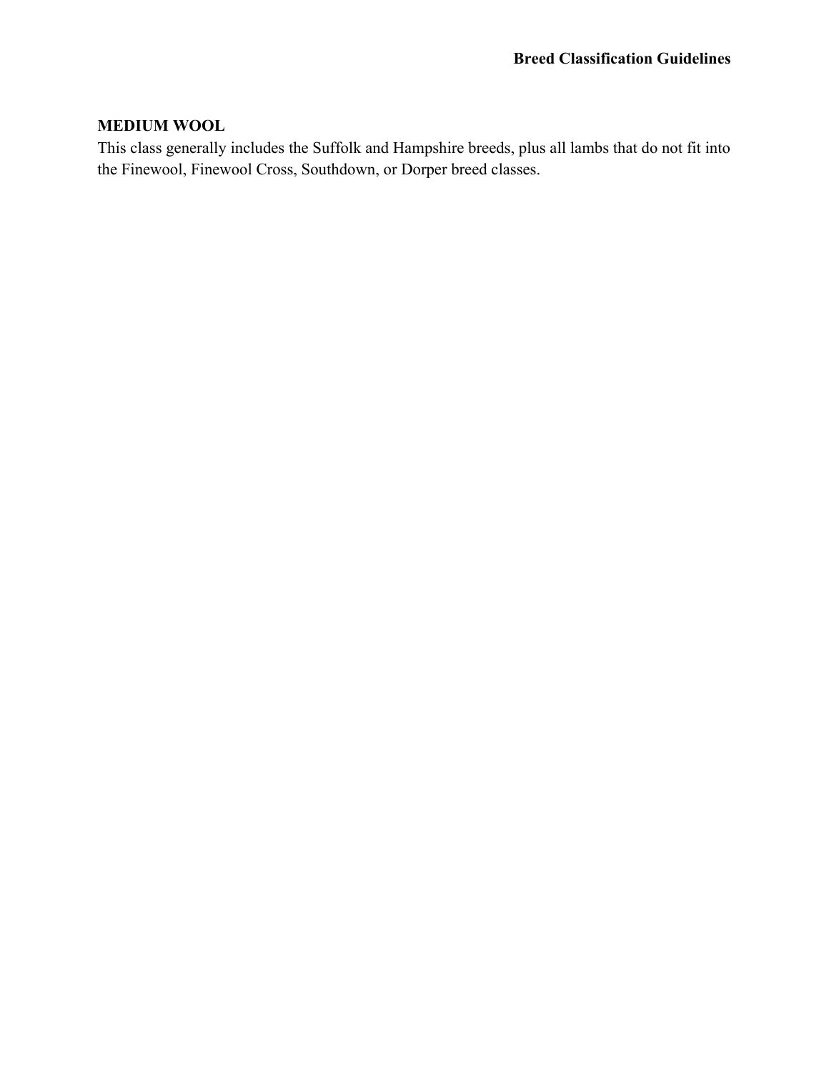**MEDIUM WOOL**

This class generally includes the Suffolk and Hampshire breeds, plus all lambs that do not fit into the Finewool, Finewool Cross, Southdown, or Dorper breed classes.